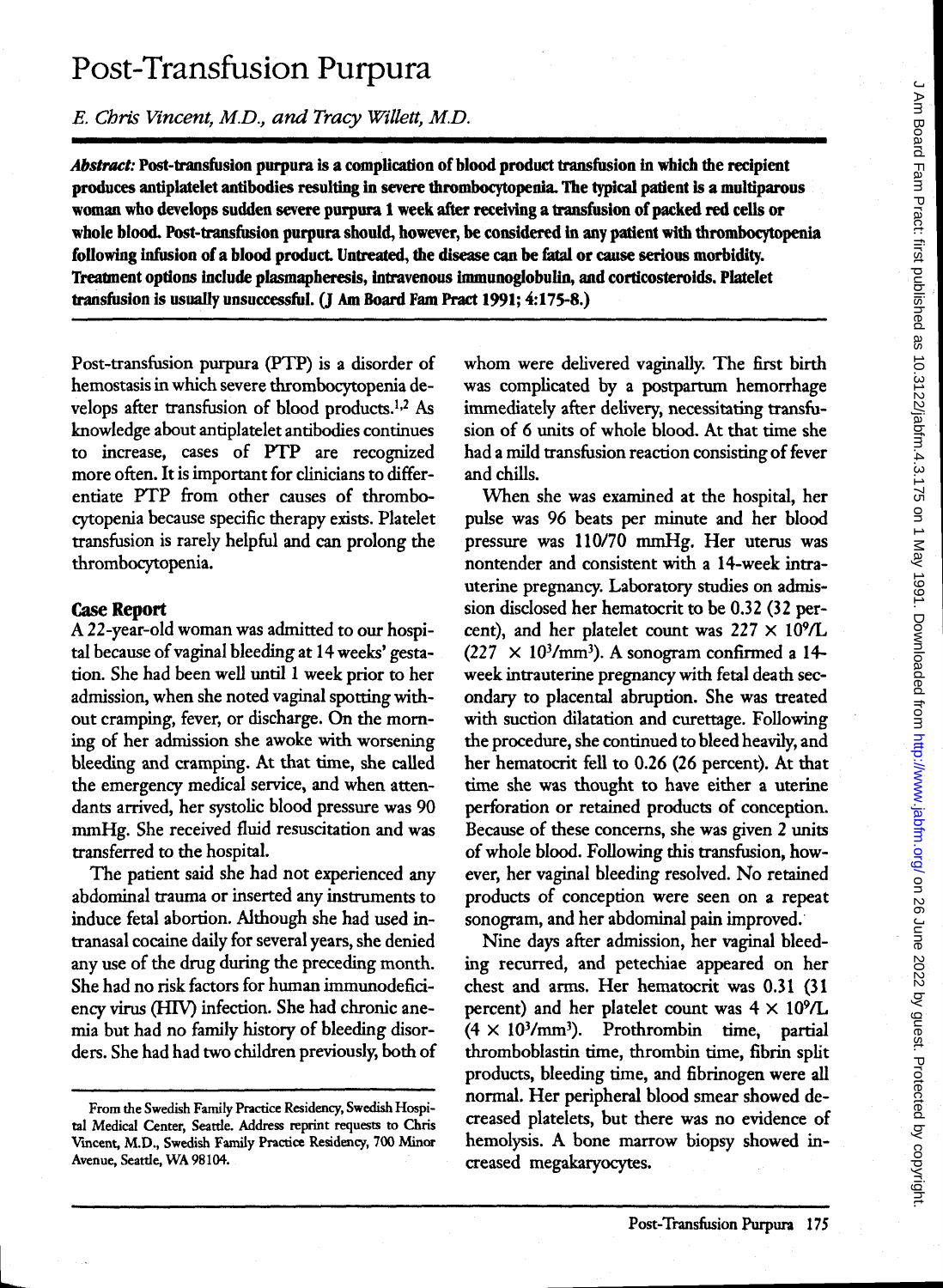# Post-Transfusion Purpura

*E. Chris Vincent, M.D., and Tracy Willett, M.D.*

***Abstract:*** **Post-transfusion purpura is a complication of blood product transfusion in which the recipient produces antiplatelet antibodies resulting in severe thrombocytopenia. The typical patient is a multiparous woman who develops sudden severe purpura 1 week after receiving a transfusion of packed red cells or whole blood. Post-transfusion purpura should, however, be considered in any patient with thrombocytopenia following infusion of a blood product. Untreated, the disease can be fatal or cause serious morbidity. Treatment options include plasmapheresis, intravenous immunoglobulin, and corticosteroids. Platelet transfusion is usually unsuccessful. (J Am Board Fam Pract 1991; 4:175-8.)**

Post-transfusion purpura (PTP) is a disorder of hemostasis in which severe thrombocytopenia develops after transfusion of blood products.[1,2] As knowledge about antiplatelet antibodies continues to increase, cases of PTP are recognized more often. It is important for clinicians to differentiate PTP from other causes of thrombocytopenia because specific therapy exists. Platelet transfusion is rarely helpful and can prolong the thrombocytopenia.

## Case Report

A 22-year-old woman was admitted to our hospital because of vaginal bleeding at 14 weeks' gestation. She had been well until 1 week prior to her admission, when she noted vaginal spotting without cramping, fever, or discharge. On the morning of her admission she awoke with worsening bleeding and cramping. At that time, she called the emergency medical service, and when attendants arrived, her systolic blood pressure was 90 mmHg. She received fluid resuscitation and was transferred to the hospital.

The patient said she had not experienced any abdominal trauma or inserted any instruments to induce fetal abortion. Although she had used intranasal cocaine daily for several years, she denied any use of the drug during the preceding month. She had no risk factors for human immunodeficiency virus (HIV) infection. She had chronic anemia but had no family history of bleeding disorders. She had had two children previously, both of whom were delivered vaginally. The first birth was complicated by a postpartum hemorrhage immediately after delivery, necessitating transfusion of 6 units of whole blood. At that time she had a mild transfusion reaction consisting of fever and chills.

When she was examined at the hospital, her pulse was 96 beats per minute and her blood pressure was 110/70 mmHg. Her uterus was nontender and consistent with a 14-week intrauterine pregnancy. Laboratory studies on admission disclosed her hematocrit to be 0.32 (32 percent), and her platelet count was $227 \times 10^9$/L ($227 \times 10^3$/mm$^3$). A sonogram confirmed a 14-week intrauterine pregnancy with fetal death secondary to placental abruption. She was treated with suction dilatation and curettage. Following the procedure, she continued to bleed heavily, and her hematocrit fell to 0.26 (26 percent). At that time she was thought to have either a uterine perforation or retained products of conception. Because of these concerns, she was given 2 units of whole blood. Following this transfusion, however, her vaginal bleeding resolved. No retained products of conception were seen on a repeat sonogram, and her abdominal pain improved.

Nine days after admission, her vaginal bleeding recurred, and petechiae appeared on her chest and arms. Her hematocrit was 0.31 (31 percent) and her platelet count was $4 \times 10^9$/L ($4 \times 10^3$/mm$^3$). Prothrombin time, partial thromboblastin time, thrombin time, fibrin split products, bleeding time, and fibrinogen were all normal. Her peripheral blood smear showed decreased platelets, but there was no evidence of hemolysis. A bone marrow biopsy showed increased megakaryocytes.

From the Swedish Family Practice Residency, Swedish Hospital Medical Center, Seattle. Address reprint requests to Chris Vincent, M.D., Swedish Family Practice Residency, 700 Minor Avenue, Seattle, WA 98104.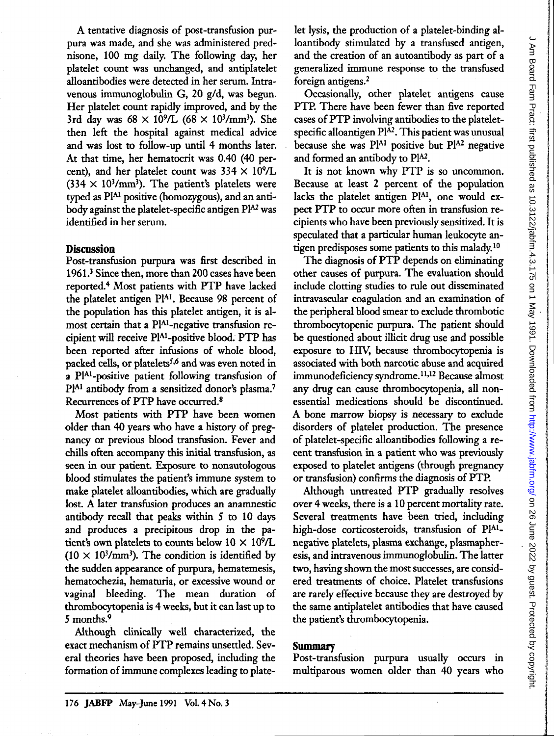A tentative diagnosis of post-transfusion purpura was made, and she was administered prednisone, 100 mg daily. The following day, her platelet count was unchanged, and antiplatelet alloantibodies were detected in her serum. Intravenous immunoglobulin G, 20 g/d, was begun. Her platelet count rapidly improved, and by the 3rd day was $68 \times 10^9$/L ($68 \times 10^3$/mm$^3$). She then left the hospital against medical advice and was lost to follow-up until 4 months later. At that time, her hematocrit was 0.40 (40 percent), and her platelet count was $334 \times 10^9$/L ($334 \times 10^3$/mm$^3$). The patient's platelets were typed as $Pl^{A1}$ positive (homozygous), and an antibody against the platelet-specific antigen $Pl^{A2}$ was identified in her serum.

## Discussion

Post-transfusion purpura was first described in 1961.[3] Since then, more than 200 cases have been reported.[4] Most patients with PTP have lacked the platelet antigen $Pl^{A1}$. Because 98 percent of the population has this platelet antigen, it is almost certain that a $Pl^{A1}$-negative transfusion recipient will receive $Pl^{A1}$-positive blood. PTP has been reported after infusions of whole blood, packed cells, or platelets[5,6] and was even noted in a $Pl^{A1}$-positive patient following transfusion of $Pl^{A1}$ antibody from a sensitized donor's plasma.[7] Recurrences of PTP have occurred.[8]

Most patients with PTP have been women older than 40 years who have a history of pregnancy or previous blood transfusion. Fever and chills often accompany this initial transfusion, as seen in our patient. Exposure to nonautologous blood stimulates the patient's immune system to make platelet alloantibodies, which are gradually lost. A later transfusion produces an anamnestic antibody recall that peaks within 5 to 10 days and produces a precipitous drop in the patient's own platelets to counts below $10 \times 10^9$/L ($10 \times 10^3$/mm$^3$). The condition is identified by the sudden appearance of purpura, hematemesis, hematochezia, hematuria, or excessive wound or vaginal bleeding. The mean duration of thrombocytopenia is 4 weeks, but it can last up to 5 months.[9]

Although clinically well characterized, the exact mechanism of PTP remains unsettled. Several theories have been proposed, including the formation of immune complexes leading to platelet lysis, the production of a platelet-binding alloantibody stimulated by a transfused antigen, and the creation of an autoantibody as part of a generalized immune response to the transfused foreign antigens.[2]

Occasionally, other platelet antigens cause PTP. There have been fewer than five reported cases of PTP involving antibodies to the platelet-specific alloantigen $Pl^{A2}$. This patient was unusual because she was $Pl^{A1}$ positive but $Pl^{A2}$ negative and formed an antibody to $Pl^{A2}$.

It is not known why PTP is so uncommon. Because at least 2 percent of the population lacks the platelet antigen $Pl^{A1}$, one would expect PTP to occur more often in transfusion recipients who have been previously sensitized. It is speculated that a particular human leukocyte antigen predisposes some patients to this malady.[10]

The diagnosis of PTP depends on eliminating other causes of purpura. The evaluation should include clotting studies to rule out disseminated intravascular coagulation and an examination of the peripheral blood smear to exclude thrombotic thrombocytopenic purpura. The patient should be questioned about illicit drug use and possible exposure to HIV, because thrombocytopenia is associated with both narcotic abuse and acquired immunodeficiency syndrome.[11,12] Because almost any drug can cause thrombocytopenia, all nonessential medications should be discontinued. A bone marrow biopsy is necessary to exclude disorders of platelet production. The presence of platelet-specific alloantibodies following a recent transfusion in a patient who was previously exposed to platelet antigens (through pregnancy or transfusion) confirms the diagnosis of PTP.

Although untreated PTP gradually resolves over 4 weeks, there is a 10 percent mortality rate. Several treatments have been tried, including high-dose corticosteroids, transfusion of $Pl^{A1}$-negative platelets, plasma exchange, plasmapheresis, and intravenous immunoglobulin. The latter two, having shown the most successes, are considered treatments of choice. Platelet transfusions are rarely effective because they are destroyed by the same antiplatelet antibodies that have caused the patient's thrombocytopenia.

## Summary

Post-transfusion purpura usually occurs in multiparous women older than 40 years who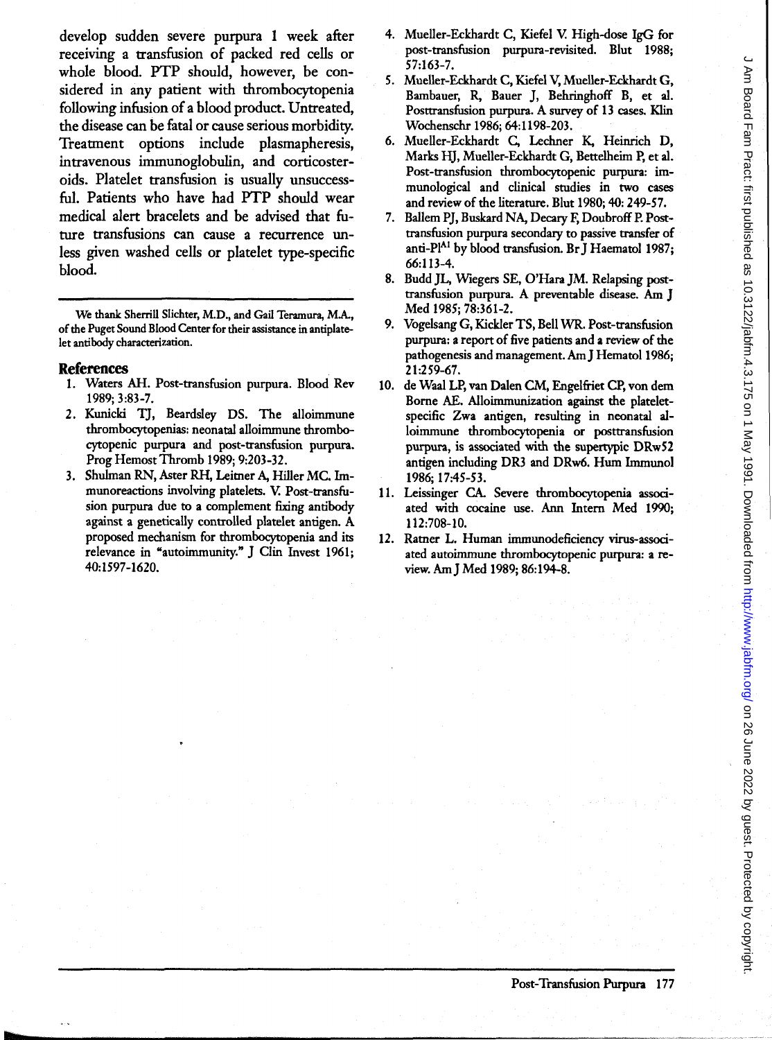develop sudden severe purpura 1 week after receiving a transfusion of packed red cells or whole blood. PTP should, however, be considered in any patient with thrombocytopenia following infusion of a blood product. Untreated, the disease can be fatal or cause serious morbidity. Treatment options include plasmapheresis, intravenous immunoglobulin, and corticosteroids. Platelet transfusion is usually unsuccessful. Patients who have had PTP should wear medical alert bracelets and be advised that future transfusions can cause a recurrence unless given washed cells or platelet type-specific blood.

We thank Sherrill Slichter, M.D., and Gail Teramura, M.A., of the Puget Sound Blood Center for their assistance in antiplatelet antibody characterization.

## References

1. Waters AH. Post-transfusion purpura. Blood Rev 1989; 3:83-7.
2. Kunicki TJ, Beardsley DS. The alloimmune thrombocytopenias: neonatal alloimmune thrombocytopenic purpura and post-transfusion purpura. Prog Hemost Thromb 1989; 9:203-32.
3. Shulman RN, Aster RH, Leitner A, Hiller MC. Immunoreactions involving platelets. V. Post-transfusion purpura due to a complement fixing antibody against a genetically controlled platelet antigen. A proposed mechanism for thrombocytopenia and its relevance in "autoimmunity." J Clin Invest 1961; 40:1597-1620.
4. Mueller-Eckhardt C, Kiefel V. High-dose IgG for post-transfusion purpura-revisited. Blut 1988; 57:163-7.
5. Mueller-Eckhardt C, Kiefel V, Mueller-Eckhardt G, Bambauer, R, Bauer J, Behringhoff B, et al. Posttransfusion purpura. A survey of 13 cases. Klin Wochenschr 1986; 64:1198-203.
6. Mueller-Eckhardt C, Lechner K, Heinrich D, Marks HJ, Mueller-Eckhardt G, Bettelheim P, et al. Post-transfusion thrombocytopenic purpura: immunological and clinical studies in two cases and review of the literature. Blut 1980; 40: 249-57.
7. Ballem PJ, Buskard NA, Decary F, Doubroff P. Post-transfusion purpura secondary to passive transfer of anti-Pl$^{A1}$ by blood transfusion. Br J Haematol 1987; 66:113-4.
8. Budd JL, Wiegers SE, O'Hara JM. Relapsing post-transfusion purpura. A preventable disease. Am J Med 1985; 78:361-2.
9. Vogelsang G, Kickler TS, Bell WR. Post-transfusion purpura: a report of five patients and a review of the pathogenesis and management. Am J Hematol 1986; 21:259-67.
10. de Waal LP, van Dalen CM, Engelfriet CP, von dem Borne AE. Alloimmunization against the platelet-specific Zwa antigen, resulting in neonatal alloimmune thrombocytopenia or posttransfusion purpura, is associated with the supertypic DRw52 antigen including DR3 and DRw6. Hum Immunol 1986; 17:45-53.
11. Leissinger CA. Severe thrombocytopenia associated with cocaine use. Ann Intern Med 1990; 112:708-10.
12. Ratner L. Human immunodeficiency virus-associated autoimmune thrombocytopenic purpura: a review. Am J Med 1989; 86:194-8.